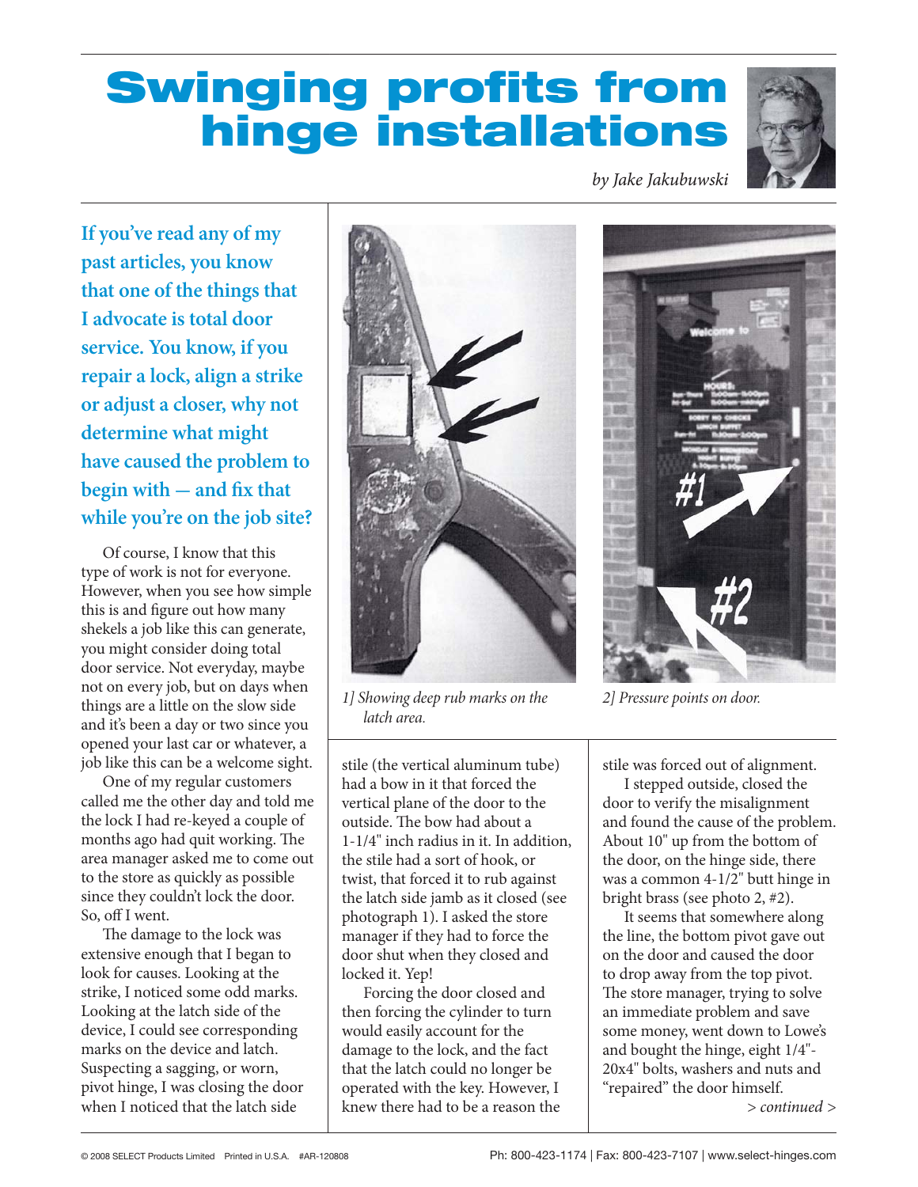# Swinging profits from hinge installations

*by Jake Jakubuwski*

**If you've read any of my past articles, you know that one of the things that I advocate is total door service. You know, if you repair a lock, align a strike or adjust a closer, why not determine what might have caused the problem to begin with — and fix that while you're on the job site?**

Of course, I know that this type of work is not for everyone. However, when you see how simple this is and figure out how many shekels a job like this can generate, you might consider doing total door service. Not everyday, maybe not on every job, but on days when things are a little on the slow side and it's been a day or two since you opened your last car or whatever, a job like this can be a welcome sight.

One of my regular customers called me the other day and told me the lock I had re-keyed a couple of months ago had quit working. The area manager asked me to come out to the store as quickly as possible since they couldn't lock the door. So, off I went.

The damage to the lock was extensive enough that I began to look for causes. Looking at the strike, I noticed some odd marks. Looking at the latch side of the device, I could see corresponding marks on the device and latch. Suspecting a sagging, or worn, pivot hinge, I was closing the door when I noticed that the latch side stile (the vertical aluminum tube) had a bow in it that forced the vertical plane of the door to the outside. The bow had about a 1-1/4" inch radius in it. In addition, the stile had a sort of hook, or twist, that forced it to rub against the latch side jamb as it closed (see photograph 1). I asked the store manager if they had to force the door shut when they closed and locked it. Yep!

*1] Showing deep rub marks on the latch area.*

*2] Pressure points on door.*

Forcing the door closed and then forcing the cylinder to turn would easily account for the damage to the lock, and the fact that the latch could no longer be operated with the key. However, I knew there had to be a reason the stile was forced out of alignment.

I stepped outside, closed the door to verify the misalignment and found the cause of the problem. About 10" up from the bottom of the door, on the hinge side, there was a common 4-1/2" butt hinge in bright brass (see photo 2, #2).

It seems that somewhere along the line, the bottom pivot gave out on the door and caused the door to drop away from the top pivot. The store manager, trying to solve an immediate problem and save some money, went down to Lowe's and bought the hinge, eight 1/4"-20x4" bolts, washers and nuts and "repaired" the door himself.

*> continued >*

© 2008 SELECT Products Limited Printed in U.S.A. #AR-120808

Ph: 800-423-1174 | Fax: 800-423-7107 | www.select-hinges.com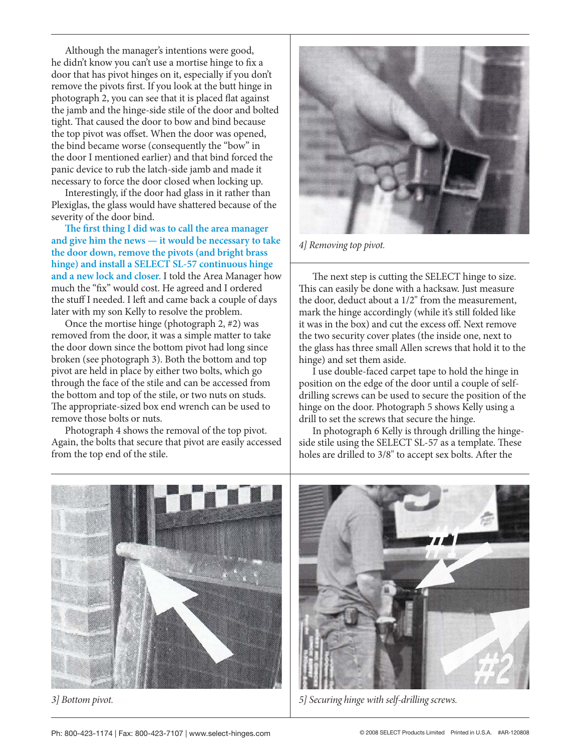Although the manager's intentions were good, he didn't know you can't use a mortise hinge to fix a door that has pivot hinges on it, especially if you don't remove the pivots first. If you look at the butt hinge in photograph 2, you can see that it is placed flat against the jamb and the hinge-side stile of the door and bolted tight. That caused the door to bow and bind because the top pivot was offset. When the door was opened, the bind became worse (consequently the "bow" in the door I mentioned earlier) and that bind forced the panic device to rub the latch-side jamb and made it necessary to force the door closed when locking up.

Interestingly, if the door had glass in it rather than Plexiglas, the glass would have shattered because of the severity of the door bind.

**The first thing I did was to call the area manager and give him the news — it would be necessary to take the door down, remove the pivots (and bright brass hinge) and install a SELECT SL-57 continuous hinge and a new lock and closer.** I told the Area Manager how much the "fix" would cost. He agreed and I ordered the stuff I needed. I left and came back a couple of days later with my son Kelly to resolve the problem.

Once the mortise hinge (photograph 2, #2) was removed from the door, it was a simple matter to take the door down since the bottom pivot had long since broken (see photograph 3). Both the bottom and top pivot are held in place by either two bolts, which go through the face of the stile and can be accessed from the bottom and top of the stile, or two nuts on studs. The appropriate-sized box end wrench can be used to remove those bolts or nuts.

Photograph 4 shows the removal of the top pivot. Again, the bolts that secure that pivot are easily accessed from the top end of the stile.

*4] Removing top pivot.*

The next step is cutting the SELECT hinge to size. This can easily be done with a hacksaw. Just measure the door, deduct about a 1/2" from the measurement, mark the hinge accordingly (while it's still folded like it was in the box) and cut the excess off. Next remove the two security cover plates (the inside one, next to the glass has three small Allen screws that hold it to the hinge) and set them aside.

I use double-faced carpet tape to hold the hinge in position on the edge of the door until a couple of self-drilling screws can be used to secure the position of the hinge on the door. Photograph 5 shows Kelly using a drill to set the screws that secure the hinge.

In photograph 6 Kelly is through drilling the hinge-side stile using the SELECT SL-57 as a template. These holes are drilled to 3/8" to accept sex bolts. After the

*3] Bottom pivot.*

*5] Securing hinge with self-drilling screws.*

Ph: 800-423-1174 | Fax: 800-423-7107 | www.select-hinges.com

© 2008 SELECT Products Limited Printed in U.S.A. #AR-120808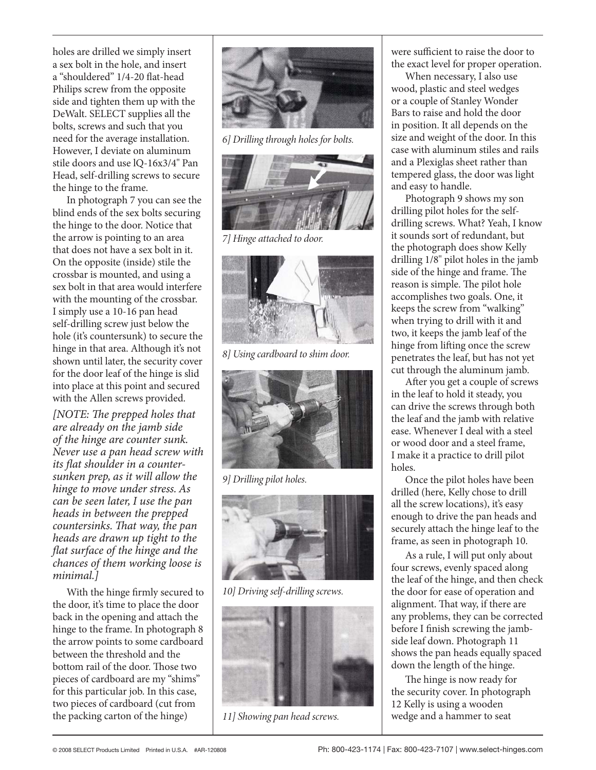holes are drilled we simply insert a sex bolt in the hole, and insert a "shouldered" 1/4-20 flat-head Philips screw from the opposite side and tighten them up with the DeWalt. SELECT supplies all the bolts, screws and such that you need for the average installation. However, I deviate on aluminum stile doors and use lQ-16x3/4" Pan Head, self-drilling screws to secure the hinge to the frame.

In photograph 7 you can see the blind ends of the sex bolts securing the hinge to the door. Notice that the arrow is pointing to an area that does not have a sex bolt in it. On the opposite (inside) stile the crossbar is mounted, and using a sex bolt in that area would interfere with the mounting of the crossbar. I simply use a 10-16 pan head self-drilling screw just below the hole (it's countersunk) to secure the hinge in that area. Although it's not shown until later, the security cover for the door leaf of the hinge is slid into place at this point and secured with the Allen screws provided.

*[NOTE: The prepped holes that are already on the jamb side of the hinge are counter sunk. Never use a pan head screw with its flat shoulder in a counter-sunken prep, as it will allow the hinge to move under stress. As can be seen later, I use the pan heads in between the prepped countersinks. That way, the pan heads are drawn up tight to the flat surface of the hinge and the chances of them working loose is minimal.]*

With the hinge firmly secured to the door, it's time to place the door back in the opening and attach the hinge to the frame. In photograph 8 the arrow points to some cardboard between the threshold and the bottom rail of the door. Those two pieces of cardboard are my "shims" for this particular job. In this case, two pieces of cardboard (cut from the packing carton of the hinge)

*6] Drilling through holes for bolts.*

*7] Hinge attached to door.*

*8] Using cardboard to shim door.*

*9] Drilling pilot holes.*

*10] Driving self-drilling screws.*

*11] Showing pan head screws.*

were sufficient to raise the door to the exact level for proper operation.

When necessary, I also use wood, plastic and steel wedges or a couple of Stanley Wonder Bars to raise and hold the door in position. It all depends on the size and weight of the door. In this case with aluminum stiles and rails and a Plexiglas sheet rather than tempered glass, the door was light and easy to handle.

Photograph 9 shows my son drilling pilot holes for the self-drilling screws. What? Yeah, I know it sounds sort of redundant, but the photograph does show Kelly drilling 1/8" pilot holes in the jamb side of the hinge and frame. The reason is simple. The pilot hole accomplishes two goals. One, it keeps the screw from "walking" when trying to drill with it and two, it keeps the jamb leaf of the hinge from lifting once the screw penetrates the leaf, but has not yet cut through the aluminum jamb.

After you get a couple of screws in the leaf to hold it steady, you can drive the screws through both the leaf and the jamb with relative ease. Whenever I deal with a steel or wood door and a steel frame, I make it a practice to drill pilot holes.

Once the pilot holes have been drilled (here, Kelly chose to drill all the screw locations), it's easy enough to drive the pan heads and securely attach the hinge leaf to the frame, as seen in photograph 10.

As a rule, I will put only about four screws, evenly spaced along the leaf of the hinge, and then check the door for ease of operation and alignment. That way, if there are any problems, they can be corrected before I finish screwing the jamb-side leaf down. Photograph 11 shows the pan heads equally spaced down the length of the hinge.

The hinge is now ready for the security cover. In photograph 12 Kelly is using a wooden wedge and a hammer to seat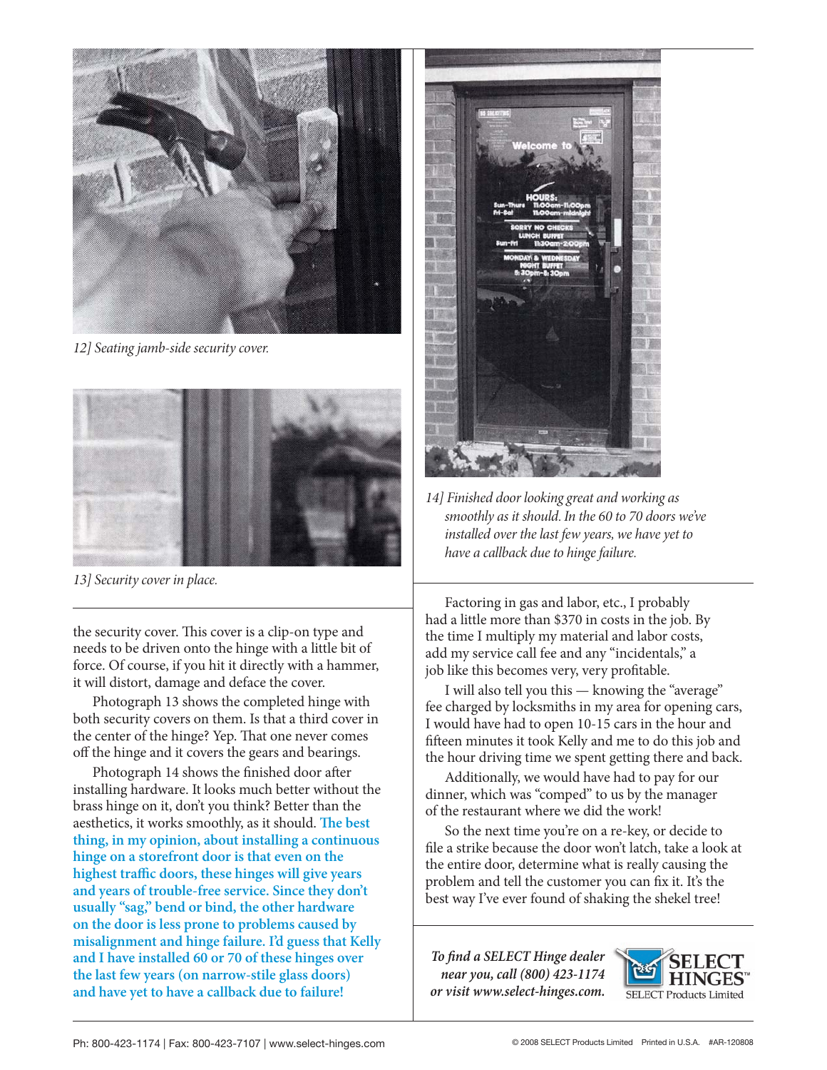12] Seating jamb-side security cover.

13] Security cover in place.

14] Finished door looking great and working as smoothly as it should. In the 60 to 70 doors we've installed over the last few years, we have yet to have a callback due to hinge failure.

the security cover. This cover is a clip-on type and needs to be driven onto the hinge with a little bit of force. Of course, if you hit it directly with a hammer, it will distort, damage and deface the cover.

Photograph 13 shows the completed hinge with both security covers on them. Is that a third cover in the center of the hinge? Yep. That one never comes off the hinge and it covers the gears and bearings.

Photograph 14 shows the finished door after installing hardware. It looks much better without the brass hinge on it, don't you think? Better than the aesthetics, it works smoothly, as it should. **The best thing, in my opinion, about installing a continuous hinge on a storefront door is that even on the highest traffic doors, these hinges will give years and years of trouble-free service. Since they don't usually "sag," bend or bind, the other hardware on the door is less prone to problems caused by misalignment and hinge failure. I'd guess that Kelly and I have installed 60 or 70 of these hinges over the last few years (on narrow-stile glass doors) and have yet to have a callback due to failure!**

Factoring in gas and labor, etc., I probably had a little more than $370 in costs in the job. By the time I multiply my material and labor costs, add my service call fee and any "incidentals," a job like this becomes very, very profitable.

I will also tell you this — knowing the "average" fee charged by locksmiths in my area for opening cars, I would have had to open 10-15 cars in the hour and fifteen minutes it took Kelly and me to do this job and the hour driving time we spent getting there and back.

Additionally, we would have had to pay for our dinner, which was "comped" to us by the manager of the restaurant where we did the work!

So the next time you're on a re-key, or decide to file a strike because the door won't latch, take a look at the entire door, determine what is really causing the problem and tell the customer you can fix it. It's the best way I've ever found of shaking the shekel tree!

*To find a SELECT Hinge dealer near you, call (800) 423-1174 or visit www.select-hinges.com.*

SELECT HINGES™
SELECT Products Limited

Ph: 800-423-1174 | Fax: 800-423-7107 | www.select-hinges.com

© 2008 SELECT Products Limited Printed in U.S.A. #AR-120808